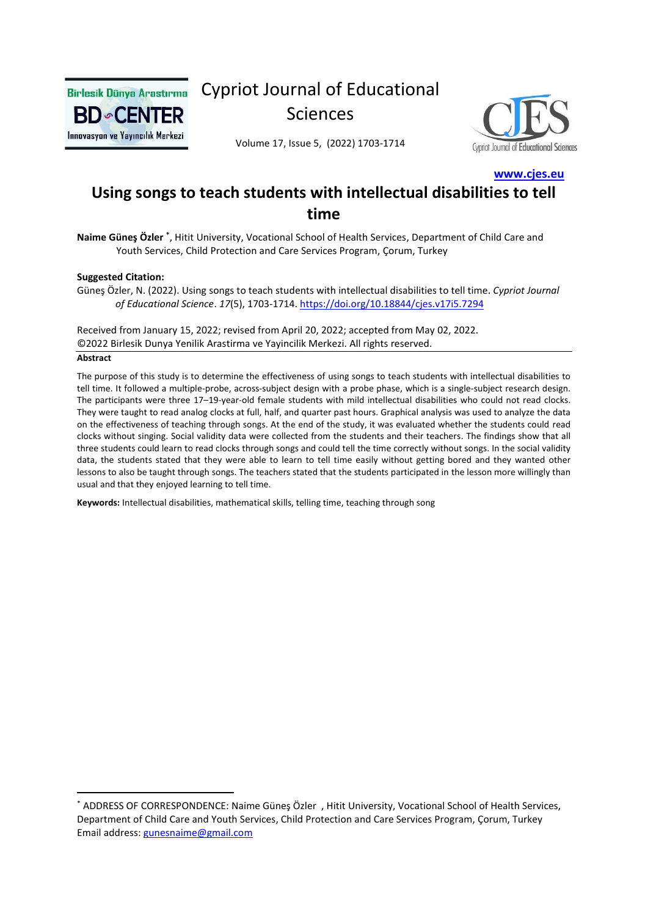Cypriot Journal of Educational Sciences

Volume 17, Issue 5, (2022) 1703-1714

www.cjes.eu

# Using songs to teach students with intellectual disabilities to tell time

**Naime Güneş Özler** [*], Hitit University, Vocational School of Health Services, Department of Child Care and Youth Services, Child Protection and Care Services Program, Çorum, Turkey

**Suggested Citation:**

Güneş Özler, N. (2022). Using songs to teach students with intellectual disabilities to tell time. *Cypriot Journal of Educational Science*. *17*(5), 1703-1714. https://doi.org/10.18844/cjes.v17i5.7294

Received from January 15, 2022; revised from April 20, 2022; accepted from May 02, 2022.
©2022 Birlesik Dunya Yenilik Arastirma ve Yayincilik Merkezi. All rights reserved.

**Abstract**

The purpose of this study is to determine the effectiveness of using songs to teach students with intellectual disabilities to tell time. It followed a multiple-probe, across-subject design with a probe phase, which is a single-subject research design. The participants were three 17–19-year-old female students with mild intellectual disabilities who could not read clocks. They were taught to read analog clocks at full, half, and quarter past hours. Graphical analysis was used to analyze the data on the effectiveness of teaching through songs. At the end of the study, it was evaluated whether the students could read clocks without singing. Social validity data were collected from the students and their teachers. The findings show that all three students could learn to read clocks through songs and could tell the time correctly without songs. In the social validity data, the students stated that they were able to learn to tell time easily without getting bored and they wanted other lessons to also be taught through songs. The teachers stated that the students participated in the lesson more willingly than usual and that they enjoyed learning to tell time.

**Keywords:** Intellectual disabilities, mathematical skills, telling time, teaching through song

---

[*] ADDRESS OF CORRESPONDENCE: Naime Güneş Özler , Hitit University, Vocational School of Health Services, Department of Child Care and Youth Services, Child Protection and Care Services Program, Çorum, Turkey
Email address: gunesnaime@gmail.com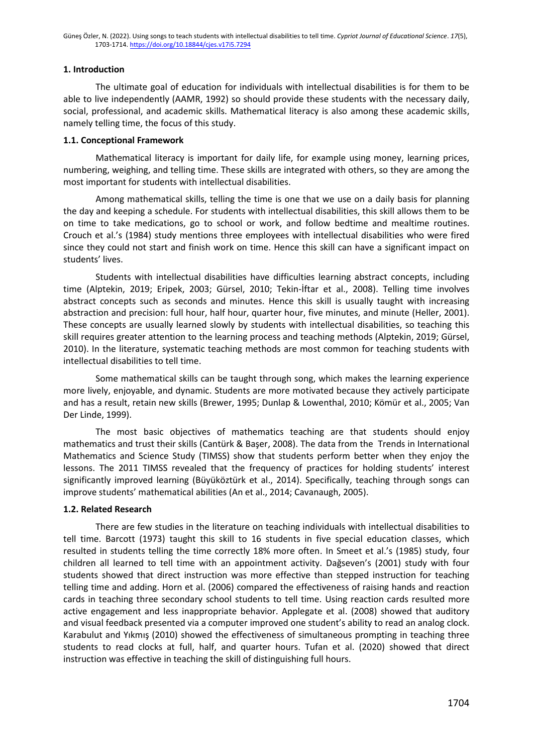## 1. Introduction

The ultimate goal of education for individuals with intellectual disabilities is for them to be able to live independently (AAMR, 1992) so should provide these students with the necessary daily, social, professional, and academic skills. Mathematical literacy is also among these academic skills, namely telling time, the focus of this study.

### 1.1. Conceptional Framework

Mathematical literacy is important for daily life, for example using money, learning prices, numbering, weighing, and telling time. These skills are integrated with others, so they are among the most important for students with intellectual disabilities.

Among mathematical skills, telling the time is one that we use on a daily basis for planning the day and keeping a schedule. For students with intellectual disabilities, this skill allows them to be on time to take medications, go to school or work, and follow bedtime and mealtime routines. Crouch et al.'s (1984) study mentions three employees with intellectual disabilities who were fired since they could not start and finish work on time. Hence this skill can have a significant impact on students' lives.

Students with intellectual disabilities have difficulties learning abstract concepts, including time (Alptekin, 2019; Eripek, 2003; Gürsel, 2010; Tekin-İftar et al., 2008). Telling time involves abstract concepts such as seconds and minutes. Hence this skill is usually taught with increasing abstraction and precision: full hour, half hour, quarter hour, five minutes, and minute (Heller, 2001). These concepts are usually learned slowly by students with intellectual disabilities, so teaching this skill requires greater attention to the learning process and teaching methods (Alptekin, 2019; Gürsel, 2010). In the literature, systematic teaching methods are most common for teaching students with intellectual disabilities to tell time.

Some mathematical skills can be taught through song, which makes the learning experience more lively, enjoyable, and dynamic. Students are more motivated because they actively participate and has a result, retain new skills (Brewer, 1995; Dunlap & Lowenthal, 2010; Kömür et al., 2005; Van Der Linde, 1999).

The most basic objectives of mathematics teaching are that students should enjoy mathematics and trust their skills (Cantürk & Başer, 2008). The data from the Trends in International Mathematics and Science Study (TIMSS) show that students perform better when they enjoy the lessons. The 2011 TIMSS revealed that the frequency of practices for holding students' interest significantly improved learning (Büyüköztürk et al., 2014). Specifically, teaching through songs can improve students' mathematical abilities (An et al., 2014; Cavanaugh, 2005).

### 1.2. Related Research

There are few studies in the literature on teaching individuals with intellectual disabilities to tell time. Barcott (1973) taught this skill to 16 students in five special education classes, which resulted in students telling the time correctly 18% more often. In Smeet et al.'s (1985) study, four children all learned to tell time with an appointment activity. Dağseven's (2001) study with four students showed that direct instruction was more effective than stepped instruction for teaching telling time and adding. Horn et al. (2006) compared the effectiveness of raising hands and reaction cards in teaching three secondary school students to tell time. Using reaction cards resulted more active engagement and less inappropriate behavior. Applegate et al. (2008) showed that auditory and visual feedback presented via a computer improved one student's ability to read an analog clock. Karabulut and Yıkmış (2010) showed the effectiveness of simultaneous prompting in teaching three students to read clocks at full, half, and quarter hours. Tufan et al. (2020) showed that direct instruction was effective in teaching the skill of distinguishing full hours.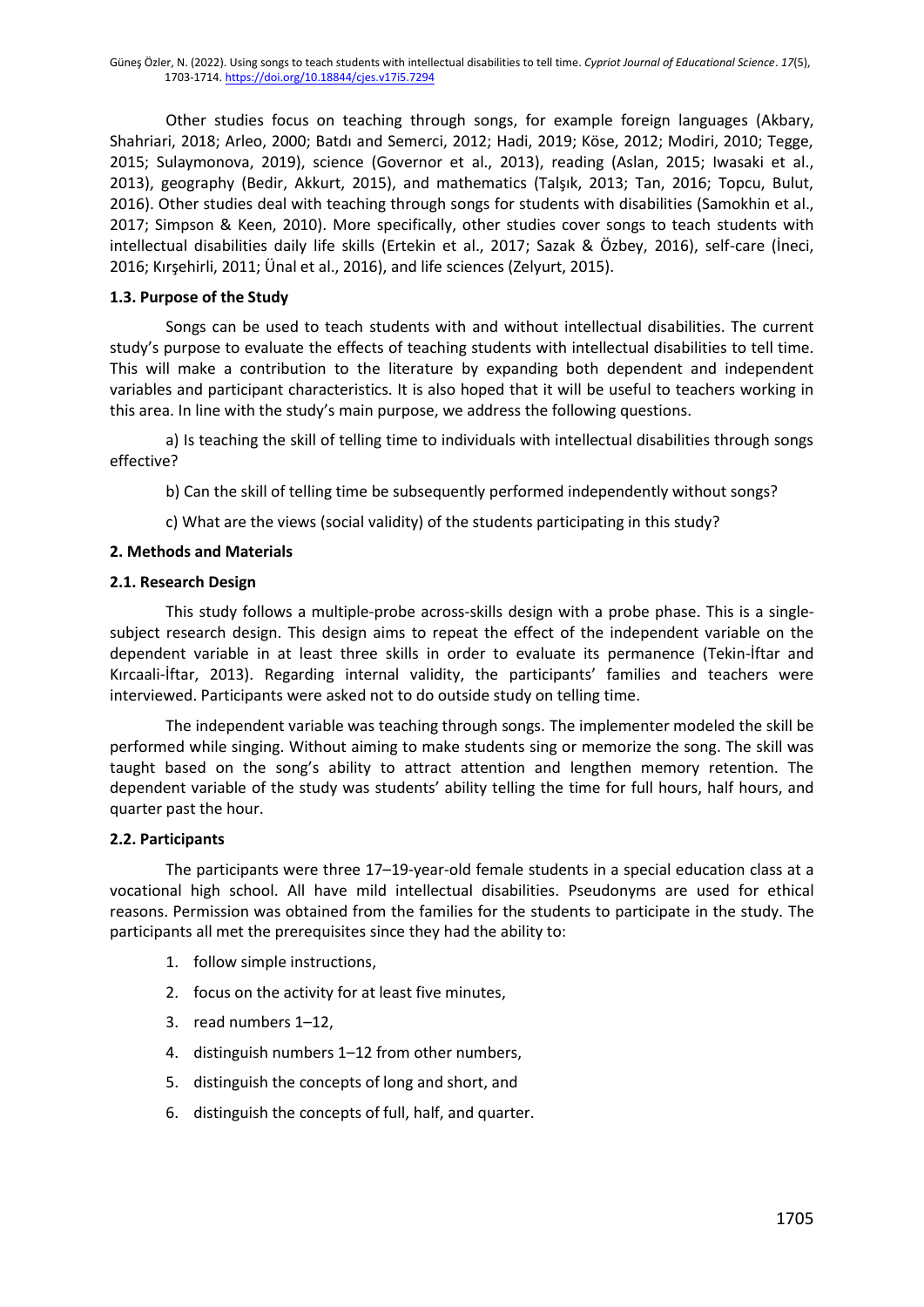Other studies focus on teaching through songs, for example foreign languages (Akbary, Shahriari, 2018; Arleo, 2000; Batdı and Semerci, 2012; Hadi, 2019; Köse, 2012; Modiri, 2010; Tegge, 2015; Sulaymonova, 2019), science (Governor et al., 2013), reading (Aslan, 2015; Iwasaki et al., 2013), geography (Bedir, Akkurt, 2015), and mathematics (Talşık, 2013; Tan, 2016; Topcu, Bulut, 2016). Other studies deal with teaching through songs for students with disabilities (Samokhin et al., 2017; Simpson & Keen, 2010). More specifically, other studies cover songs to teach students with intellectual disabilities daily life skills (Ertekin et al., 2017; Sazak & Özbey, 2016), self-care (İneci, 2016; Kırşehirli, 2011; Ünal et al., 2016), and life sciences (Zelyurt, 2015).

### 1.3. Purpose of the Study

Songs can be used to teach students with and without intellectual disabilities. The current study's purpose to evaluate the effects of teaching students with intellectual disabilities to tell time. This will make a contribution to the literature by expanding both dependent and independent variables and participant characteristics. It is also hoped that it will be useful to teachers working in this area. In line with the study's main purpose, we address the following questions.

a) Is teaching the skill of telling time to individuals with intellectual disabilities through songs effective?

b) Can the skill of telling time be subsequently performed independently without songs?

c) What are the views (social validity) of the students participating in this study?

## 2. Methods and Materials

### 2.1. Research Design

This study follows a multiple-probe across-skills design with a probe phase. This is a single-subject research design. This design aims to repeat the effect of the independent variable on the dependent variable in at least three skills in order to evaluate its permanence (Tekin-İftar and Kırcaali-İftar, 2013). Regarding internal validity, the participants' families and teachers were interviewed. Participants were asked not to do outside study on telling time.

The independent variable was teaching through songs. The implementer modeled the skill be performed while singing. Without aiming to make students sing or memorize the song. The skill was taught based on the song's ability to attract attention and lengthen memory retention. The dependent variable of the study was students' ability telling the time for full hours, half hours, and quarter past the hour.

### 2.2. Participants

The participants were three 17–19-year-old female students in a special education class at a vocational high school. All have mild intellectual disabilities. Pseudonyms are used for ethical reasons. Permission was obtained from the families for the students to participate in the study. The participants all met the prerequisites since they had the ability to:

1. follow simple instructions,
2. focus on the activity for at least five minutes,
3. read numbers 1–12,
4. distinguish numbers 1–12 from other numbers,
5. distinguish the concepts of long and short, and
6. distinguish the concepts of full, half, and quarter.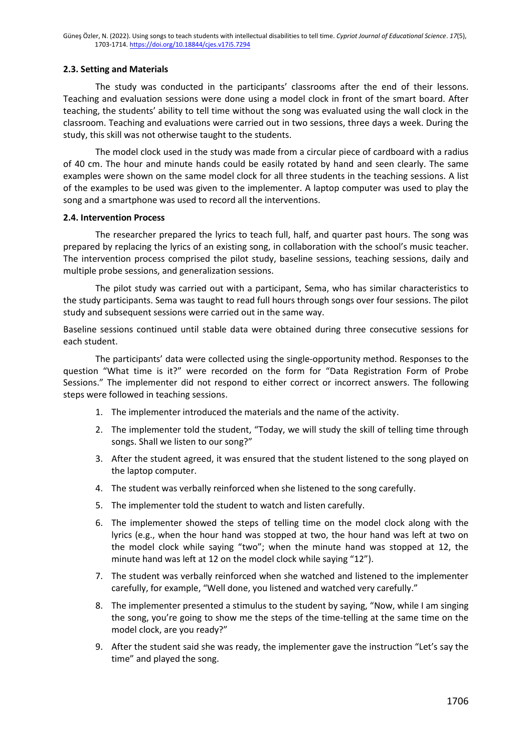### 2.3. Setting and Materials

The study was conducted in the participants' classrooms after the end of their lessons. Teaching and evaluation sessions were done using a model clock in front of the smart board. After teaching, the students' ability to tell time without the song was evaluated using the wall clock in the classroom. Teaching and evaluations were carried out in two sessions, three days a week. During the study, this skill was not otherwise taught to the students.

The model clock used in the study was made from a circular piece of cardboard with a radius of 40 cm. The hour and minute hands could be easily rotated by hand and seen clearly. The same examples were shown on the same model clock for all three students in the teaching sessions. A list of the examples to be used was given to the implementer. A laptop computer was used to play the song and a smartphone was used to record all the interventions.

### 2.4. Intervention Process

The researcher prepared the lyrics to teach full, half, and quarter past hours. The song was prepared by replacing the lyrics of an existing song, in collaboration with the school's music teacher. The intervention process comprised the pilot study, baseline sessions, teaching sessions, daily and multiple probe sessions, and generalization sessions.

The pilot study was carried out with a participant, Sema, who has similar characteristics to the study participants. Sema was taught to read full hours through songs over four sessions. The pilot study and subsequent sessions were carried out in the same way.

Baseline sessions continued until stable data were obtained during three consecutive sessions for each student.

The participants' data were collected using the single-opportunity method. Responses to the question "What time is it?" were recorded on the form for "Data Registration Form of Probe Sessions." The implementer did not respond to either correct or incorrect answers. The following steps were followed in teaching sessions.

1. The implementer introduced the materials and the name of the activity.
2. The implementer told the student, "Today, we will study the skill of telling time through songs. Shall we listen to our song?"
3. After the student agreed, it was ensured that the student listened to the song played on the laptop computer.
4. The student was verbally reinforced when she listened to the song carefully.
5. The implementer told the student to watch and listen carefully.
6. The implementer showed the steps of telling time on the model clock along with the lyrics (e.g., when the hour hand was stopped at two, the hour hand was left at two on the model clock while saying "two"; when the minute hand was stopped at 12, the minute hand was left at 12 on the model clock while saying "12").
7. The student was verbally reinforced when she watched and listened to the implementer carefully, for example, "Well done, you listened and watched very carefully."
8. The implementer presented a stimulus to the student by saying, "Now, while I am singing the song, you're going to show me the steps of the time-telling at the same time on the model clock, are you ready?"
9. After the student said she was ready, the implementer gave the instruction "Let's say the time" and played the song.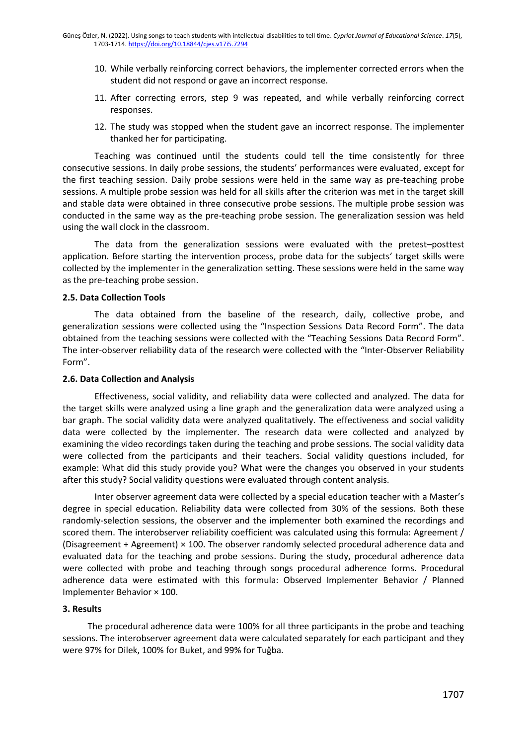10. While verbally reinforcing correct behaviors, the implementer corrected errors when the student did not respond or gave an incorrect response.
11. After correcting errors, step 9 was repeated, and while verbally reinforcing correct responses.
12. The study was stopped when the student gave an incorrect response. The implementer thanked her for participating.

Teaching was continued until the students could tell the time consistently for three consecutive sessions. In daily probe sessions, the students' performances were evaluated, except for the first teaching session. Daily probe sessions were held in the same way as pre-teaching probe sessions. A multiple probe session was held for all skills after the criterion was met in the target skill and stable data were obtained in three consecutive probe sessions. The multiple probe session was conducted in the same way as the pre-teaching probe session. The generalization session was held using the wall clock in the classroom.

The data from the generalization sessions were evaluated with the pretest–posttest application. Before starting the intervention process, probe data for the subjects' target skills were collected by the implementer in the generalization setting. These sessions were held in the same way as the pre-teaching probe session.

### 2.5. Data Collection Tools

The data obtained from the baseline of the research, daily, collective probe, and generalization sessions were collected using the "Inspection Sessions Data Record Form". The data obtained from the teaching sessions were collected with the "Teaching Sessions Data Record Form". The inter-observer reliability data of the research were collected with the "Inter-Observer Reliability Form".

### 2.6. Data Collection and Analysis

Effectiveness, social validity, and reliability data were collected and analyzed. The data for the target skills were analyzed using a line graph and the generalization data were analyzed using a bar graph. The social validity data were analyzed qualitatively. The effectiveness and social validity data were collected by the implementer. The research data were collected and analyzed by examining the video recordings taken during the teaching and probe sessions. The social validity data were collected from the participants and their teachers. Social validity questions included, for example: What did this study provide you? What were the changes you observed in your students after this study? Social validity questions were evaluated through content analysis.

Inter observer agreement data were collected by a special education teacher with a Master's degree in special education. Reliability data were collected from 30% of the sessions. Both these randomly-selection sessions, the observer and the implementer both examined the recordings and scored them. The interobserver reliability coefficient was calculated using this formula: Agreement / (Disagreement + Agreement) × 100. The observer randomly selected procedural adherence data and evaluated data for the teaching and probe sessions. During the study, procedural adherence data were collected with probe and teaching through songs procedural adherence forms. Procedural adherence data were estimated with this formula: Observed Implementer Behavior / Planned Implementer Behavior × 100.

## 3. Results

The procedural adherence data were 100% for all three participants in the probe and teaching sessions. The interobserver agreement data were calculated separately for each participant and they were 97% for Dilek, 100% for Buket, and 99% for Tuğba.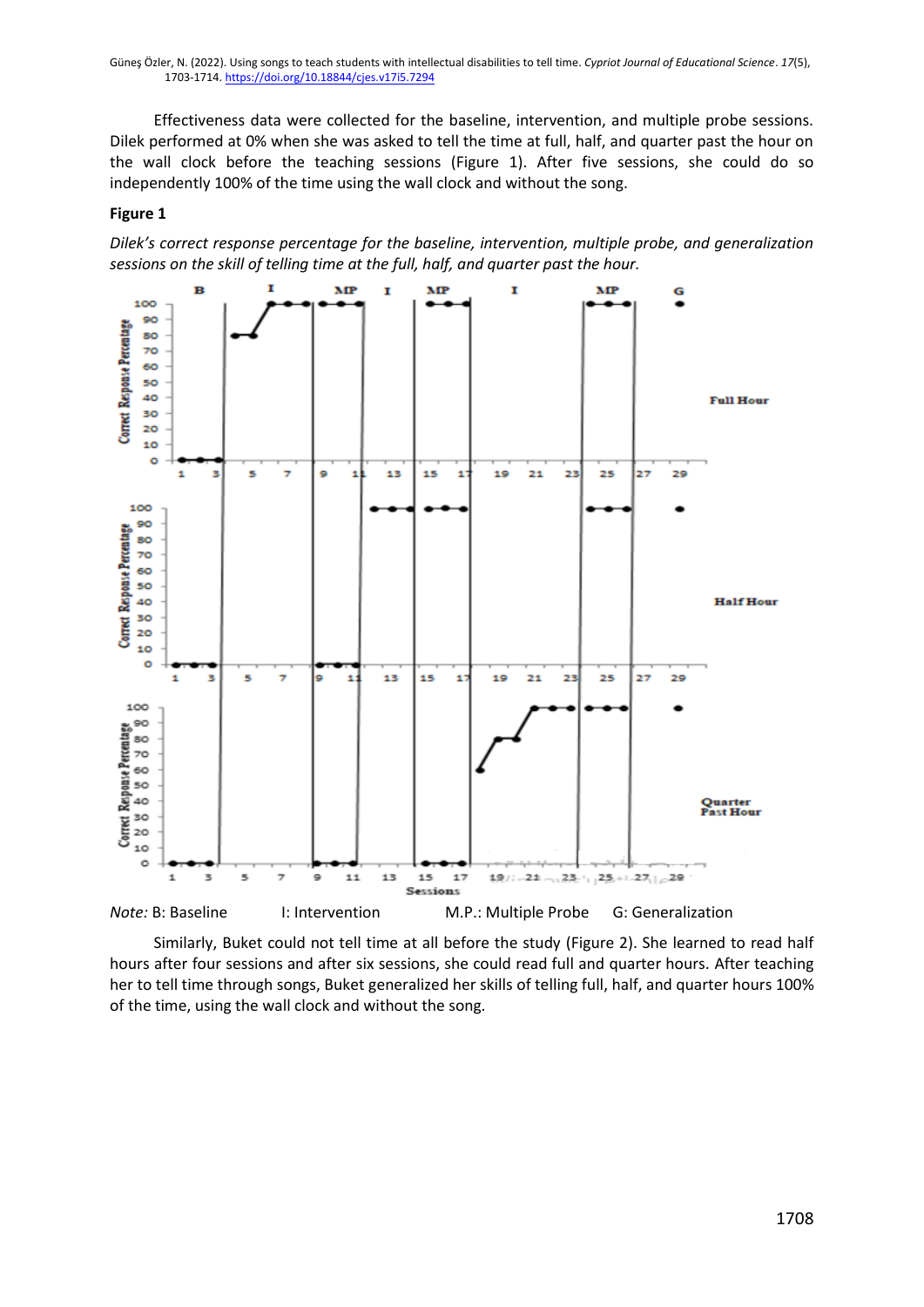Effectiveness data were collected for the baseline, intervention, and multiple probe sessions. Dilek performed at 0% when she was asked to tell the time at full, half, and quarter past the hour on the wall clock before the teaching sessions (Figure 1). After five sessions, she could do so independently 100% of the time using the wall clock and without the song.

**Figure 1**

*Dilek's correct response percentage for the baseline, intervention, multiple probe, and generalization sessions on the skill of telling time at the full, half, and quarter past the hour.*

*Note:* B: Baseline I: Intervention M.P.: Multiple Probe G: Generalization

Similarly, Buket could not tell time at all before the study (Figure 2). She learned to read half hours after four sessions and after six sessions, she could read full and quarter hours. After teaching her to tell time through songs, Buket generalized her skills of telling full, half, and quarter hours 100% of the time, using the wall clock and without the song.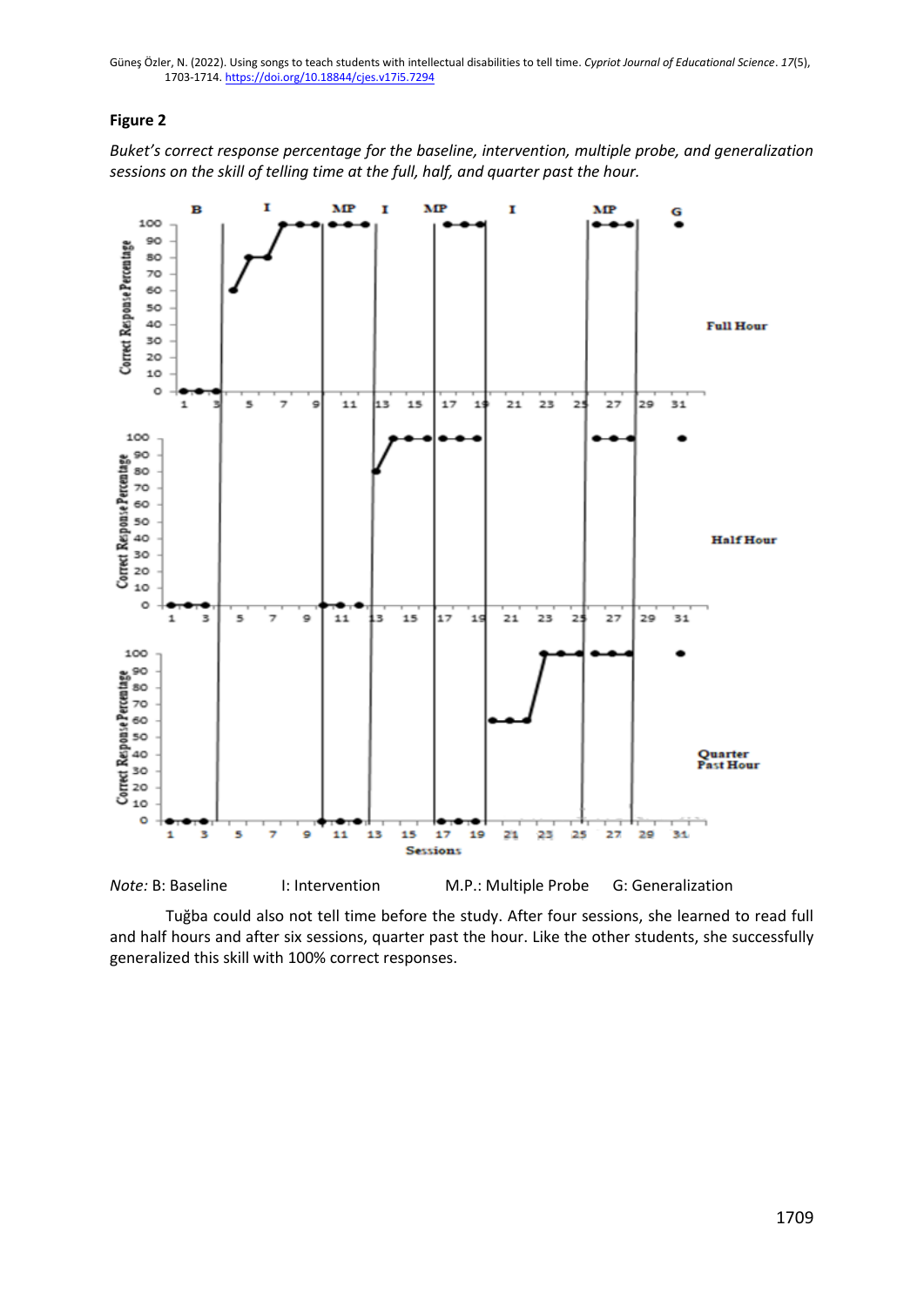**Figure 2**

*Buket's correct response percentage for the baseline, intervention, multiple probe, and generalization sessions on the skill of telling time at the full, half, and quarter past the hour.*

*Note:* B: Baseline I: Intervention M.P.: Multiple Probe G: Generalization

Tuğba could also not tell time before the study. After four sessions, she learned to read full and half hours and after six sessions, quarter past the hour. Like the other students, she successfully generalized this skill with 100% correct responses.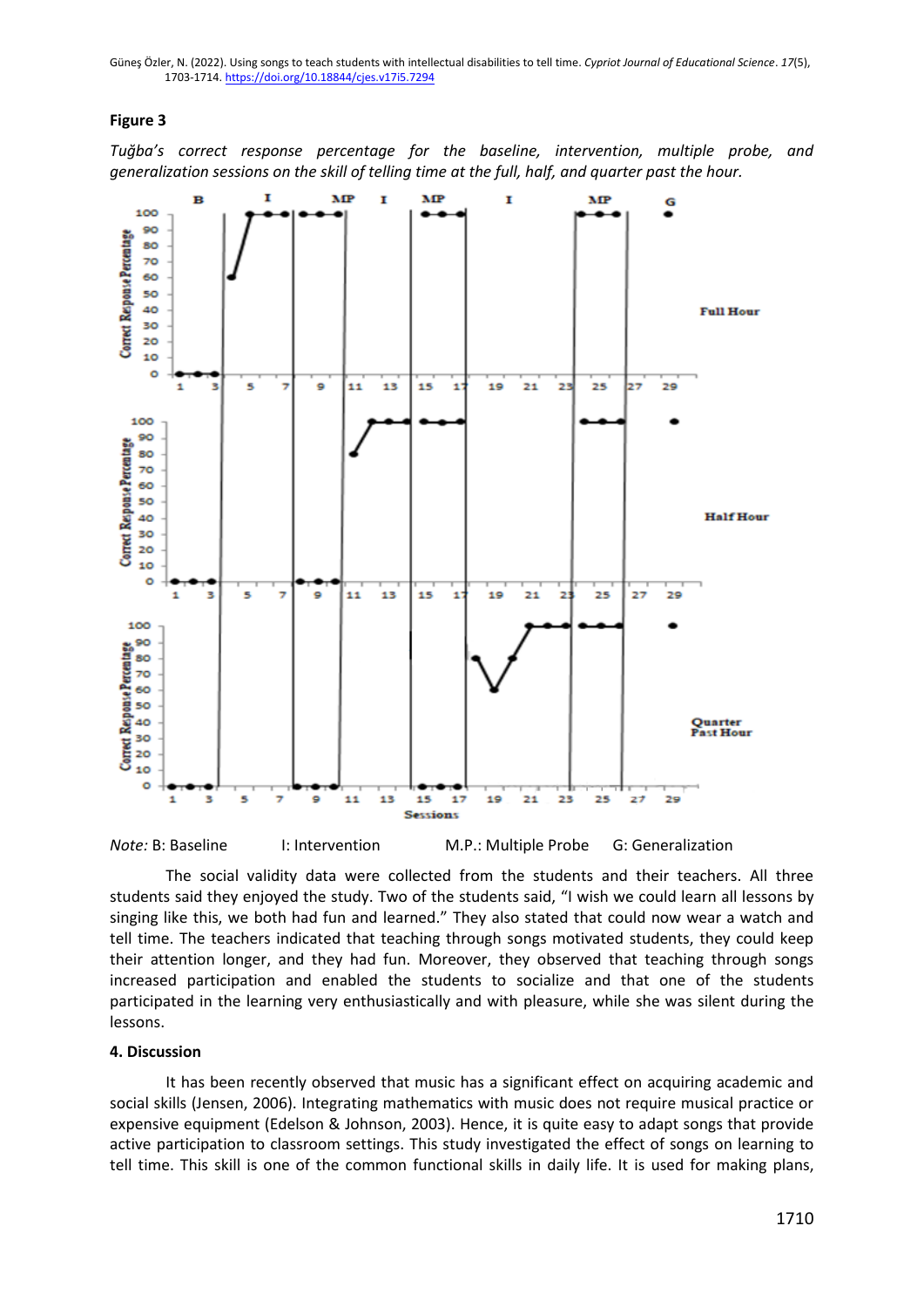**Figure 3**

*Tuğba's correct response percentage for the baseline, intervention, multiple probe, and generalization sessions on the skill of telling time at the full, half, and quarter past the hour.*

*Note:* B: Baseline I: Intervention M.P.: Multiple Probe G: Generalization

The social validity data were collected from the students and their teachers. All three students said they enjoyed the study. Two of the students said, "I wish we could learn all lessons by singing like this, we both had fun and learned." They also stated that could now wear a watch and tell time. The teachers indicated that teaching through songs motivated students, they could keep their attention longer, and they had fun. Moreover, they observed that teaching through songs increased participation and enabled the students to socialize and that one of the students participated in the learning very enthusiastically and with pleasure, while she was silent during the lessons.

## 4. Discussion

It has been recently observed that music has a significant effect on acquiring academic and social skills (Jensen, 2006). Integrating mathematics with music does not require musical practice or expensive equipment (Edelson & Johnson, 2003). Hence, it is quite easy to adapt songs that provide active participation to classroom settings. This study investigated the effect of songs on learning to tell time. This skill is one of the common functional skills in daily life. It is used for making plans,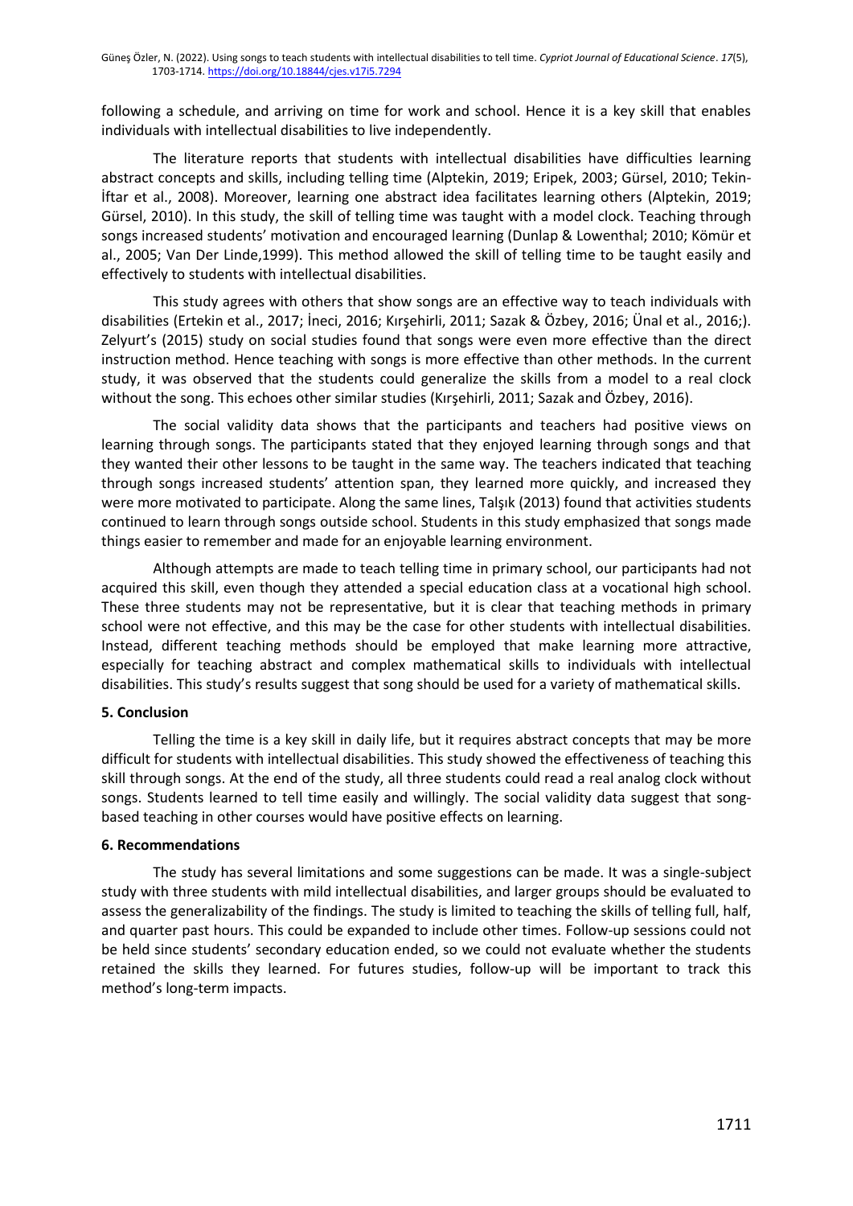following a schedule, and arriving on time for work and school. Hence it is a key skill that enables individuals with intellectual disabilities to live independently.

The literature reports that students with intellectual disabilities have difficulties learning abstract concepts and skills, including telling time (Alptekin, 2019; Eripek, 2003; Gürsel, 2010; Tekin-İftar et al., 2008). Moreover, learning one abstract idea facilitates learning others (Alptekin, 2019; Gürsel, 2010). In this study, the skill of telling time was taught with a model clock. Teaching through songs increased students' motivation and encouraged learning (Dunlap & Lowenthal; 2010; Kömür et al., 2005; Van Der Linde,1999). This method allowed the skill of telling time to be taught easily and effectively to students with intellectual disabilities.

This study agrees with others that show songs are an effective way to teach individuals with disabilities (Ertekin et al., 2017; İneci, 2016; Kırşehirli, 2011; Sazak & Özbey, 2016; Ünal et al., 2016;). Zelyurt's (2015) study on social studies found that songs were even more effective than the direct instruction method. Hence teaching with songs is more effective than other methods. In the current study, it was observed that the students could generalize the skills from a model to a real clock without the song. This echoes other similar studies (Kırşehirli, 2011; Sazak and Özbey, 2016).

The social validity data shows that the participants and teachers had positive views on learning through songs. The participants stated that they enjoyed learning through songs and that they wanted their other lessons to be taught in the same way. The teachers indicated that teaching through songs increased students' attention span, they learned more quickly, and increased they were more motivated to participate. Along the same lines, Talşık (2013) found that activities students continued to learn through songs outside school. Students in this study emphasized that songs made things easier to remember and made for an enjoyable learning environment.

Although attempts are made to teach telling time in primary school, our participants had not acquired this skill, even though they attended a special education class at a vocational high school. These three students may not be representative, but it is clear that teaching methods in primary school were not effective, and this may be the case for other students with intellectual disabilities. Instead, different teaching methods should be employed that make learning more attractive, especially for teaching abstract and complex mathematical skills to individuals with intellectual disabilities. This study's results suggest that song should be used for a variety of mathematical skills.

**5. Conclusion**

Telling the time is a key skill in daily life, but it requires abstract concepts that may be more difficult for students with intellectual disabilities. This study showed the effectiveness of teaching this skill through songs. At the end of the study, all three students could read a real analog clock without songs. Students learned to tell time easily and willingly. The social validity data suggest that song-based teaching in other courses would have positive effects on learning.

**6. Recommendations**

The study has several limitations and some suggestions can be made. It was a single-subject study with three students with mild intellectual disabilities, and larger groups should be evaluated to assess the generalizability of the findings. The study is limited to teaching the skills of telling full, half, and quarter past hours. This could be expanded to include other times. Follow-up sessions could not be held since students' secondary education ended, so we could not evaluate whether the students retained the skills they learned. For futures studies, follow-up will be important to track this method's long-term impacts.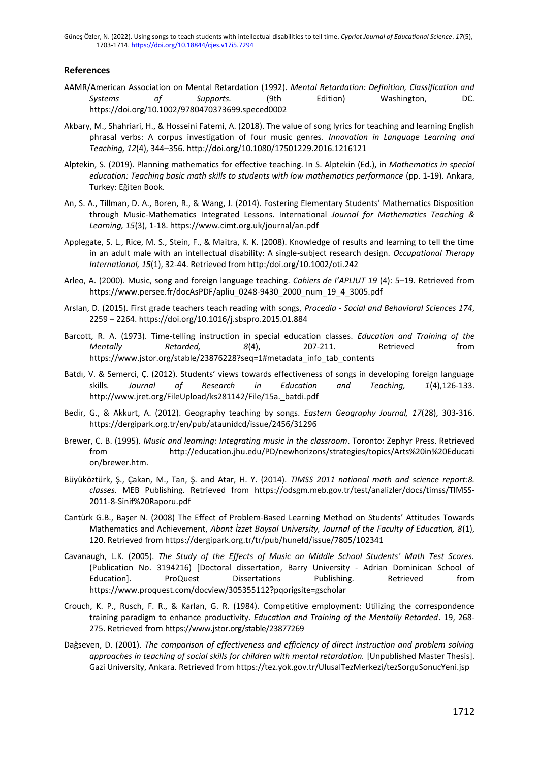## References

AAMR/American Association on Mental Retardation (1992). *Mental Retardation: Definition, Classification and Systems of Supports.* (9th Edition) Washington, DC. https://doi.org/10.1002/9780470373699.speced0002

Akbary, M., Shahriari, H., & Hosseini Fatemi, A. (2018). The value of song lyrics for teaching and learning English phrasal verbs: A corpus investigation of four music genres. *Innovation in Language Learning and Teaching, 12*(4), 344–356. http://doi.org/10.1080/17501229.2016.1216121

Alptekin, S. (2019). Planning mathematics for effective teaching. In S. Alptekin (Ed.), in *Mathematics in special education: Teaching basic math skills to students with low mathematics performance* (pp. 1-19). Ankara, Turkey: Eğiten Book.

An, S. A., Tillman, D. A., Boren, R., & Wang, J. (2014). Fostering Elementary Students' Mathematics Disposition through Music-Mathematics Integrated Lessons. International *Journal for Mathematics Teaching & Learning, 15*(3), 1-18. https://www.cimt.org.uk/journal/an.pdf

Applegate, S. L., Rice, M. S., Stein, F., & Maitra, K. K. (2008). Knowledge of results and learning to tell the time in an adult male with an intellectual disability: A single-subject research design. *Occupational Therapy International, 15*(1), 32-44. Retrieved from http:/doi.org/10.1002/oti.242

Arleo, A. (2000). Music, song and foreign language teaching. *Cahiers de l'APLIUT 19* (4): 5–19. Retrieved from https://www.persee.fr/docAsPDF/apliu_0248-9430_2000_num_19_4_3005.pdf

Arslan, D. (2015). First grade teachers teach reading with songs, *Procedia - Social and Behavioral Sciences 174*, 2259 – 2264. https://doi.org/10.1016/j.sbspro.2015.01.884

Barcott, R. A. (1973). Time-telling instruction in special education classes. *Education and Training of the Mentally Retarded, 8*(4), 207-211. Retrieved from https://www.jstor.org/stable/23876228?seq=1#metadata_info_tab_contents

Batdı, V. & Semerci, Ç. (2012). Students' views towards effectiveness of songs in developing foreign language skills*. Journal of Research in Education and Teaching, 1*(4),126-133. http://www.jret.org/FileUpload/ks281142/File/15a._batdi.pdf

Bedir, G., & Akkurt, A. (2012). Geography teaching by songs. *Eastern Geography Journal, 17*(28), 303-316. https://dergipark.org.tr/en/pub/ataunidcd/issue/2456/31296

Brewer, C. B. (1995). *Music and learning: Integrating music in the classroom*. Toronto: Zephyr Press. Retrieved from http://education.jhu.edu/PD/newhorizons/strategies/topics/Arts%20in%20Education/brewer.htm.

Büyüköztürk, Ş., Çakan, M., Tan, Ş. and Atar, H. Y. (2014). *TIMSS 2011 national math and science report:8. classes.* MEB Publishing. Retrieved from https://odsgm.meb.gov.tr/test/analizler/docs/timss/TIMSS-2011-8-Sinif%20Raporu.pdf

Cantürk G.B., Başer N. (2008) The Effect of Problem-Based Learning Method on Students' Attitudes Towards Mathematics and Achievement, *Abant İzzet Baysal University, Journal of the Faculty of Education, 8*(1), 120. Retrieved from https://dergipark.org.tr/tr/pub/hunefd/issue/7805/102341

Cavanaugh, L.K. (2005). *The Study of the Effects of Music on Middle School Students' Math Test Scores.* (Publication No. 3194216) [Doctoral dissertation, Barry University - Adrian Dominican School of Education]. ProQuest Dissertations Publishing. Retrieved from https://www.proquest.com/docview/305355112?pqorigsite=gscholar

Crouch, K. P., Rusch, F. R., & Karlan, G. R. (1984). Competitive employment: Utilizing the correspondence training paradigm to enhance productivity. *Education and Training of the Mentally Retarded*. 19, 268-275. Retrieved from https://www.jstor.org/stable/23877269

Dağseven, D. (2001). *The comparison of effectiveness and efficiency of direct instruction and problem solving approaches in teaching of social skills for children with mental retardation.* [Unpublished Master Thesis]. Gazi University, Ankara. Retrieved from https://tez.yok.gov.tr/UlusalTezMerkezi/tezSorguSonucYeni.jsp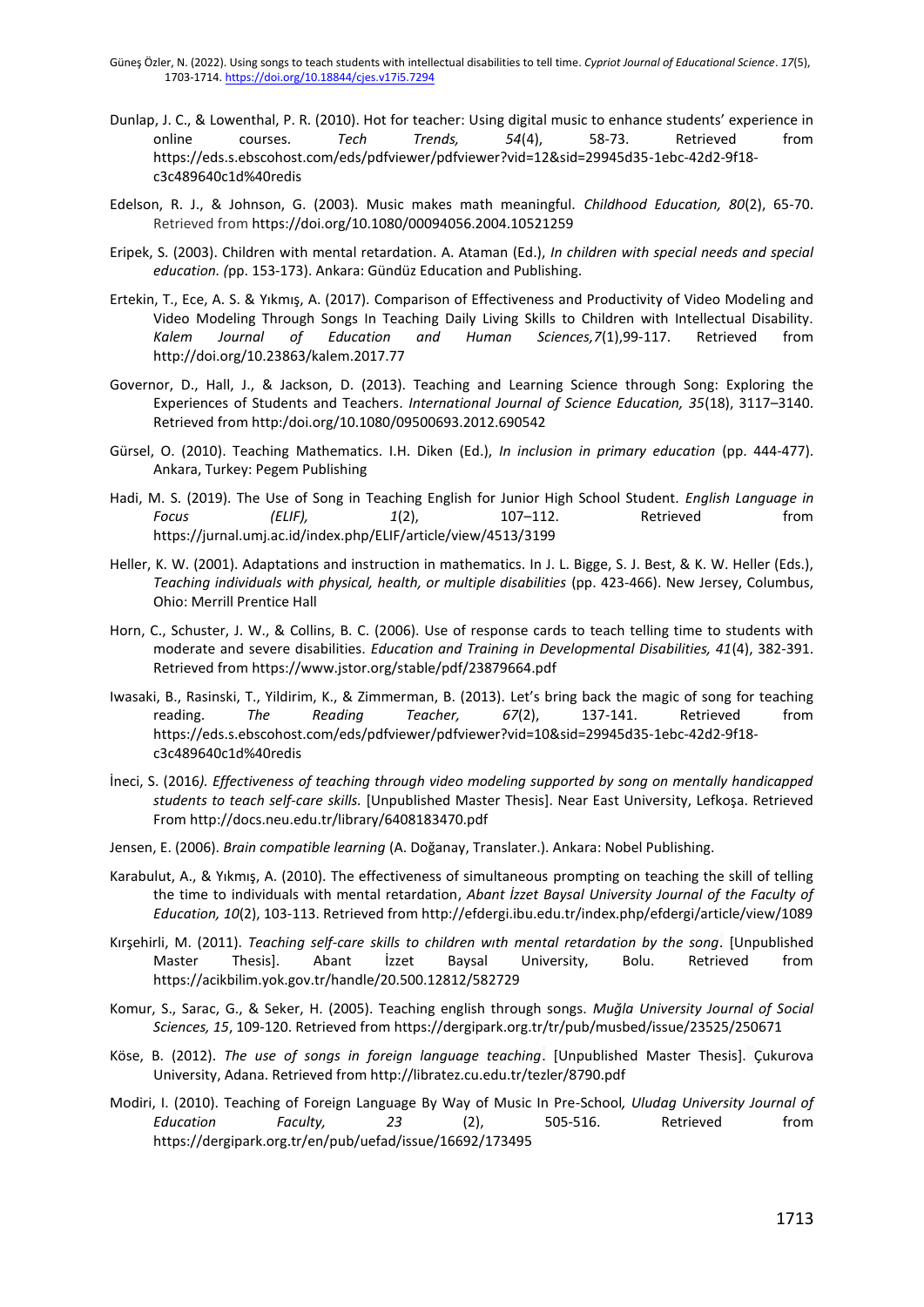Dunlap, J. C., & Lowenthal, P. R. (2010). Hot for teacher: Using digital music to enhance students' experience in online courses. *Tech Trends, 54*(4), 58-73. Retrieved from https://eds.s.ebscohost.com/eds/pdfviewer/pdfviewer?vid=12&sid=29945d35-1ebc-42d2-9f18-c3c489640c1d%40redis

Edelson, R. J., & Johnson, G. (2003). Music makes math meaningful. *Childhood Education, 80*(2), 65-70. Retrieved from https://doi.org/10.1080/00094056.2004.10521259

Eripek, S. (2003). Children with mental retardation. A. Ataman (Ed.), *In children with special needs and special education. (*pp. 153-173). Ankara: Gündüz Education and Publishing.

Ertekin, T., Ece, A. S. & Yıkmış, A. (2017). Comparison of Effectiveness and Productivity of Video Modeling and Video Modeling Through Songs In Teaching Daily Living Skills to Children with Intellectual Disability. *Kalem Journal of Education and Human Sciences,7*(1),99-117. Retrieved from http://doi.org/10.23863/kalem.2017.77

Governor, D., Hall, J., & Jackson, D. (2013). Teaching and Learning Science through Song: Exploring the Experiences of Students and Teachers. *International Journal of Science Education, 35*(18), 3117–3140. Retrieved from http:/doi.org/10.1080/09500693.2012.690542

Gürsel, O. (2010). Teaching Mathematics. I.H. Diken (Ed.), *In inclusion in primary education* (pp. 444-477). Ankara, Turkey: Pegem Publishing

Hadi, M. S. (2019). The Use of Song in Teaching English for Junior High School Student. *English Language in Focus (ELIF), 1*(2), 107–112. Retrieved from https://jurnal.umj.ac.id/index.php/ELIF/article/view/4513/3199

Heller, K. W. (2001). Adaptations and instruction in mathematics. In J. L. Bigge, S. J. Best, & K. W. Heller (Eds.), *Teaching individuals with physical, health, or multiple disabilities* (pp. 423-466). New Jersey, Columbus, Ohio: Merrill Prentice Hall

Horn, C., Schuster, J. W., & Collins, B. C. (2006). Use of response cards to teach telling time to students with moderate and severe disabilities. *Education and Training in Developmental Disabilities, 41*(4), 382-391. Retrieved from https://www.jstor.org/stable/pdf/23879664.pdf

Iwasaki, B., Rasinski, T., Yildirim, K., & Zimmerman, B. (2013). Let's bring back the magic of song for teaching reading. *The Reading Teacher, 67*(2), 137-141. Retrieved from https://eds.s.ebscohost.com/eds/pdfviewer/pdfviewer?vid=10&sid=29945d35-1ebc-42d2-9f18-c3c489640c1d%40redis

İneci, S. (2016*). Effectiveness of teaching through video modeling supported by song on mentally handicapped students to teach self-care skills.* [Unpublished Master Thesis]. Near East University, Lefkoşa. Retrieved From http://docs.neu.edu.tr/library/6408183470.pdf

Jensen, E. (2006). *Brain compatible learning* (A. Doğanay, Translater.). Ankara: Nobel Publishing.

Karabulut, A., & Yıkmış, A. (2010). The effectiveness of simultaneous prompting on teaching the skill of telling the time to individuals with mental retardation, *Abant İzzet Baysal University Journal of the Faculty of Education, 10*(2), 103-113. Retrieved from http://efdergi.ibu.edu.tr/index.php/efdergi/article/view/1089

Kırşehirli, M. (2011). *Teaching self-care skills to children wıth mental retardation by the song*. [Unpublished Master Thesis]. Abant İzzet Baysal University, Bolu. Retrieved from https://acikbilim.yok.gov.tr/handle/20.500.12812/582729

Komur, S., Sarac, G., & Seker, H. (2005). Teaching english through songs. *Muğla University Journal of Social Sciences, 15*, 109-120. Retrieved from https://dergipark.org.tr/tr/pub/musbed/issue/23525/250671

Köse, B. (2012). *The use of songs in foreign language teaching*. [Unpublished Master Thesis]. Çukurova University, Adana. Retrieved from http://libratez.cu.edu.tr/tezler/8790.pdf

Modiri, I. (2010). Teaching of Foreign Language By Way of Music In Pre-School*, Uludag University Journal of Education Faculty, 23* (2), 505-516. Retrieved from https://dergipark.org.tr/en/pub/uefad/issue/16692/173495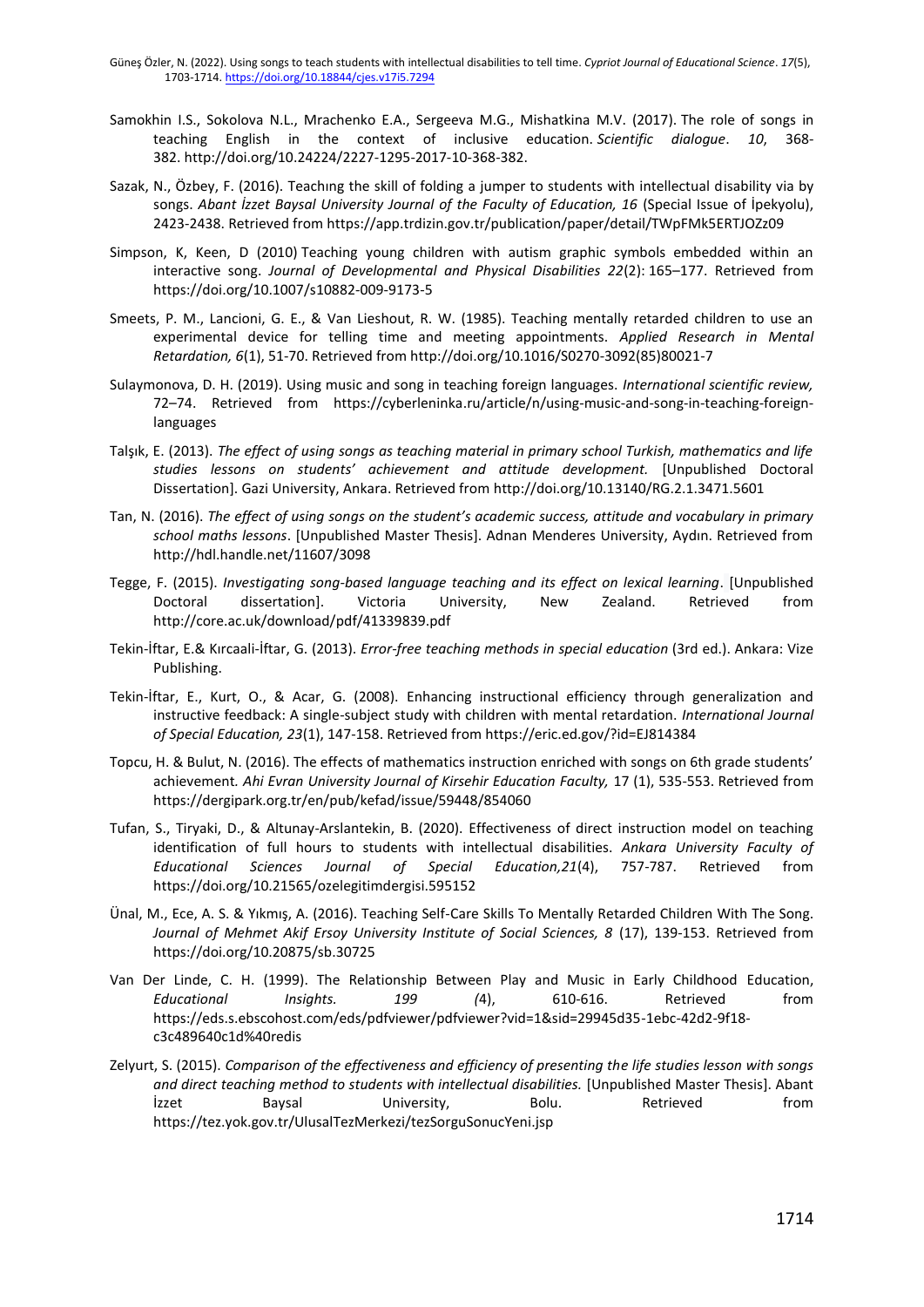Samokhin I.S., Sokolova N.L., Mrachenko E.A., Sergeeva M.G., Mishatkina M.V. (2017). The role of songs in teaching English in the context of inclusive education. *Scientific dialogue*. *10*, 368-382. http://doi.org/10.24224/2227-1295-2017-10-368-382.

Sazak, N., Özbey, F. (2016). Teachıng the skill of folding a jumper to students with intellectual disability via by songs. *Abant İzzet Baysal University Journal of the Faculty of Education, 16* (Special Issue of İpekyolu), 2423-2438. Retrieved from https://app.trdizin.gov.tr/publication/paper/detail/TWpFMk5ERTJOZz09

Simpson, K, Keen, D (2010) Teaching young children with autism graphic symbols embedded within an interactive song. *Journal of Developmental and Physical Disabilities 22*(2): 165–177. Retrieved from https://doi.org/10.1007/s10882-009-9173-5

Smeets, P. M., Lancioni, G. E., & Van Lieshout, R. W. (1985). Teaching mentally retarded children to use an experimental device for telling time and meeting appointments. *Applied Research in Mental Retardation, 6*(1), 51-70. Retrieved from http://doi.org/10.1016/S0270-3092(85)80021-7

Sulaymonova, D. H. (2019). Using music and song in teaching foreign languages. *International scientific review,* 72–74. Retrieved from https://cyberleninka.ru/article/n/using-music-and-song-in-teaching-foreign-languages

Talşık, E. (2013). *The effect of using songs as teaching material in primary school Turkish, mathematics and life studies lessons on students' achievement and attitude development.* [Unpublished Doctoral Dissertation]. Gazi University, Ankara. Retrieved from http://doi.org/10.13140/RG.2.1.3471.5601

Tan, N. (2016). *The effect of using songs on the student's academic success, attitude and vocabulary in primary school maths lessons*. [Unpublished Master Thesis]. Adnan Menderes University, Aydın. Retrieved from http://hdl.handle.net/11607/3098

Tegge, F. (2015). *Investigating song-based language teaching and its effect on lexical learning*. [Unpublished Doctoral dissertation]. Victoria University, New Zealand. Retrieved from http://core.ac.uk/download/pdf/41339839.pdf

Tekin-İftar, E.& Kırcaali-İftar, G. (2013). *Error-free teaching methods in special education* (3rd ed.). Ankara: Vize Publishing.

Tekin-İftar, E., Kurt, O., & Acar, G. (2008). Enhancing instructional efficiency through generalization and instructive feedback: A single-subject study with children with mental retardation. *International Journal of Special Education, 23*(1), 147-158. Retrieved from https://eric.ed.gov/?id=EJ814384

Topcu, H. & Bulut, N. (2016). The effects of mathematics instruction enriched with songs on 6th grade students' achievement. *Ahi Evran University Journal of Kirsehir Education Faculty,* 17 (1), 535-553. Retrieved from https://dergipark.org.tr/en/pub/kefad/issue/59448/854060

Tufan, S., Tiryaki, D., & Altunay-Arslantekin, B. (2020). Effectiveness of direct instruction model on teaching identification of full hours to students with intellectual disabilities. *Ankara University Faculty of Educational Sciences Journal of Special Education,21*(4), 757-787. Retrieved from https://doi.org/10.21565/ozelegitimdergisi.595152

Ünal, M., Ece, A. S. & Yıkmış, A. (2016). Teaching Self-Care Skills To Mentally Retarded Children With The Song. *Journal of Mehmet Akif Ersoy University Institute of Social Sciences, 8* (17), 139-153. Retrieved from https://doi.org/10.20875/sb.30725

Van Der Linde, C. H. (1999). The Relationship Between Play and Music in Early Childhood Education, *Educational Insights. 199 (*4), 610-616. Retrieved from https://eds.s.ebscohost.com/eds/pdfviewer/pdfviewer?vid=1&sid=29945d35-1ebc-42d2-9f18-c3c489640c1d%40redis

Zelyurt, S. (2015). *Comparison of the effectiveness and efficiency of presenting the life studies lesson with songs and direct teaching method to students with intellectual disabilities.* [Unpublished Master Thesis]. Abant İzzet Baysal University, Bolu. Retrieved from https://tez.yok.gov.tr/UlusalTezMerkezi/tezSorguSonucYeni.jsp